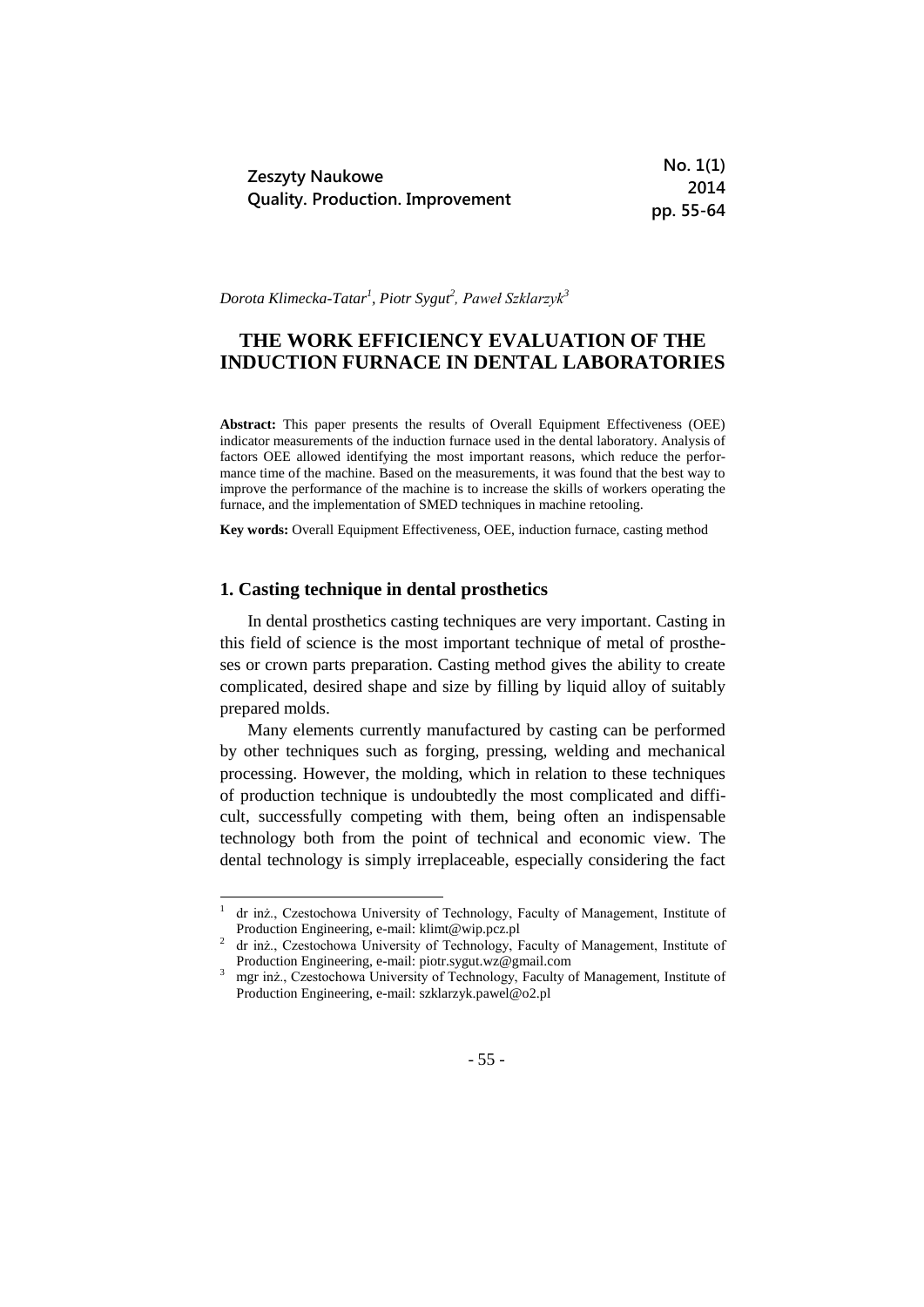*Dorota Klimecka-Tatar[1], Piotr Sygut[2], Paweł Szklarzyk[3]*

# THE WORK EFFICIENCY EVALUATION OF THE INDUCTION FURNACE IN DENTAL LABORATORIES

**Abstract:** This paper presents the results of Overall Equipment Effectiveness (OEE) indicator measurements of the induction furnace used in the dental laboratory. Analysis of factors OEE allowed identifying the most important reasons, which reduce the performance time of the machine. Based on the measurements, it was found that the best way to improve the performance of the machine is to increase the skills of workers operating the furnace, and the implementation of SMED techniques in machine retooling.

**Key words:** Overall Equipment Effectiveness, OEE, induction furnace, casting method

## 1. Casting technique in dental prosthetics

In dental prosthetics casting techniques are very important. Casting in this field of science is the most important technique of metal of prostheses or crown parts preparation. Casting method gives the ability to create complicated, desired shape and size by filling by liquid alloy of suitably prepared molds.

Many elements currently manufactured by casting can be performed by other techniques such as forging, pressing, welding and mechanical processing. However, the molding, which in relation to these techniques of production technique is undoubtedly the most complicated and difficult, successfully competing with them, being often an indispensable technology both from the point of technical and economic view. The dental technology is simply irreplaceable, especially considering the fact

---

[1] dr inż., Czestochowa University of Technology, Faculty of Management, Institute of Production Engineering, e-mail: klimt@wip.pcz.pl

[2] dr inż., Czestochowa University of Technology, Faculty of Management, Institute of Production Engineering, e-mail: piotr.sygut.wz@gmail.com

[3] mgr inż., Czestochowa University of Technology, Faculty of Management, Institute of Production Engineering, e-mail: szklarzyk.pawel@o2.pl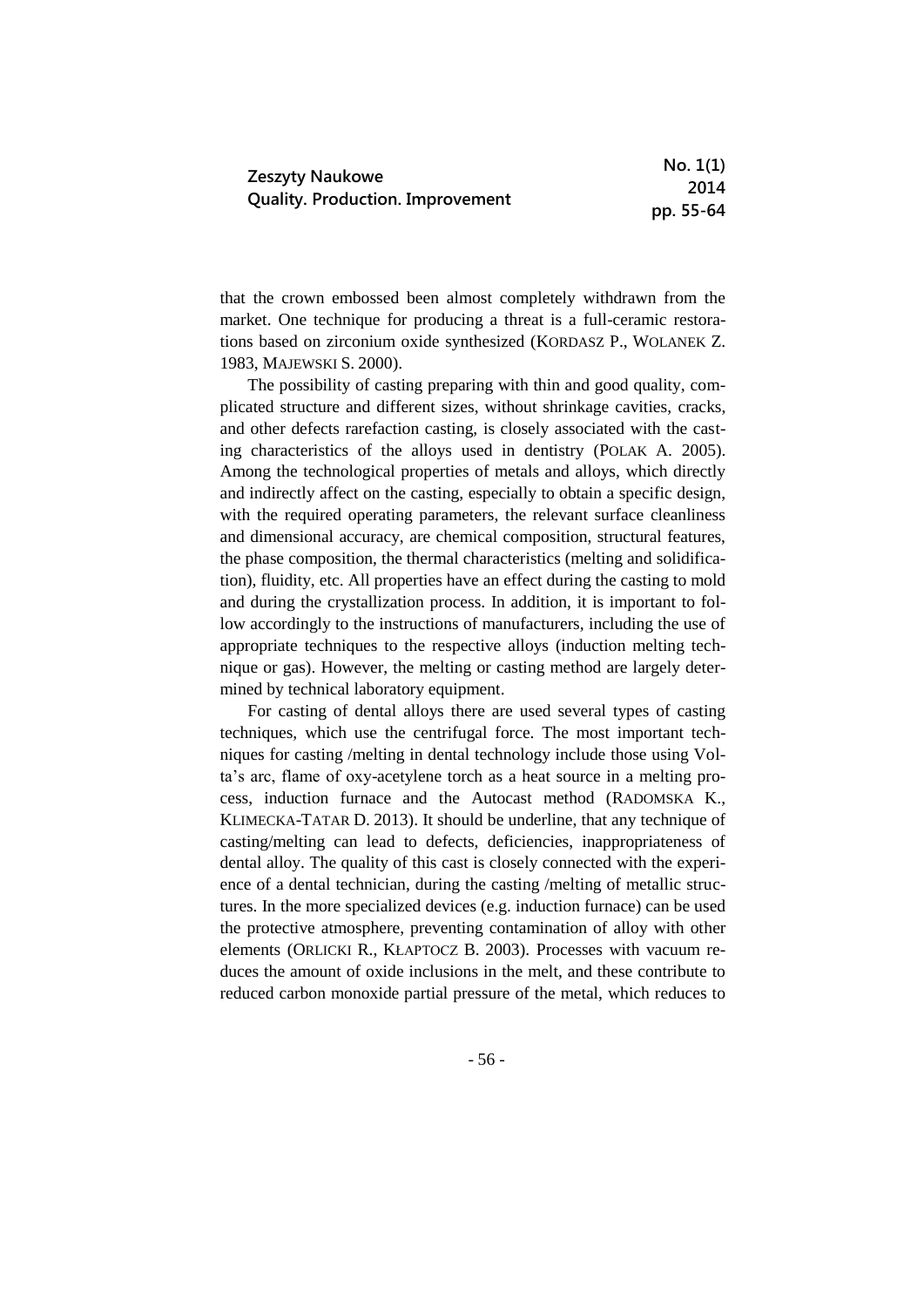that the crown embossed been almost completely withdrawn from the market. One technique for producing a threat is a full-ceramic restorations based on zirconium oxide synthesized (KORDASZ P., WOLANEK Z. 1983, MAJEWSKI S. 2000).

The possibility of casting preparing with thin and good quality, complicated structure and different sizes, without shrinkage cavities, cracks, and other defects rarefaction casting, is closely associated with the casting characteristics of the alloys used in dentistry (POLAK A. 2005). Among the technological properties of metals and alloys, which directly and indirectly affect on the casting, especially to obtain a specific design, with the required operating parameters, the relevant surface cleanliness and dimensional accuracy, are chemical composition, structural features, the phase composition, the thermal characteristics (melting and solidification), fluidity, etc. All properties have an effect during the casting to mold and during the crystallization process. In addition, it is important to follow accordingly to the instructions of manufacturers, including the use of appropriate techniques to the respective alloys (induction melting technique or gas). However, the melting or casting method are largely determined by technical laboratory equipment.

For casting of dental alloys there are used several types of casting techniques, which use the centrifugal force. The most important techniques for casting /melting in dental technology include those using Volta's arc, flame of oxy-acetylene torch as a heat source in a melting process, induction furnace and the Autocast method (RADOMSKA K., KLIMECKA-TATAR D. 2013). It should be underline, that any technique of casting/melting can lead to defects, deficiencies, inappropriateness of dental alloy. The quality of this cast is closely connected with the experience of a dental technician, during the casting /melting of metallic structures. In the more specialized devices (e.g. induction furnace) can be used the protective atmosphere, preventing contamination of alloy with other elements (ORLICKI R., KŁAPTOCZ B. 2003). Processes with vacuum reduces the amount of oxide inclusions in the melt, and these contribute to reduced carbon monoxide partial pressure of the metal, which reduces to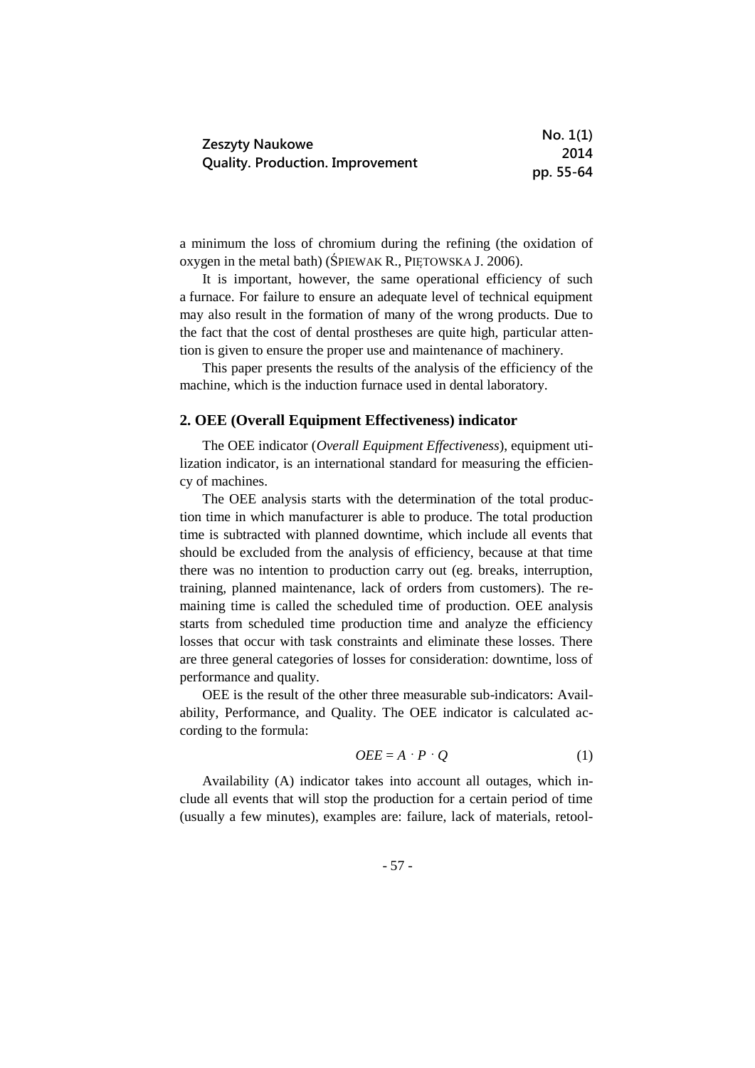a minimum the loss of chromium during the refining (the oxidation of oxygen in the metal bath) (ŚPIEWAK R., PIĘTOWSKA J. 2006).

It is important, however, the same operational efficiency of such a furnace. For failure to ensure an adequate level of technical equipment may also result in the formation of many of the wrong products. Due to the fact that the cost of dental prostheses are quite high, particular attention is given to ensure the proper use and maintenance of machinery.

This paper presents the results of the analysis of the efficiency of the machine, which is the induction furnace used in dental laboratory.

## 2. OEE (Overall Equipment Effectiveness) indicator

The OEE indicator (*Overall Equipment Effectiveness*), equipment utilization indicator, is an international standard for measuring the efficiency of machines.

The OEE analysis starts with the determination of the total production time in which manufacturer is able to produce. The total production time is subtracted with planned downtime, which include all events that should be excluded from the analysis of efficiency, because at that time there was no intention to production carry out (eg. breaks, interruption, training, planned maintenance, lack of orders from customers). The remaining time is called the scheduled time of production. OEE analysis starts from scheduled time production time and analyze the efficiency losses that occur with task constraints and eliminate these losses. There are three general categories of losses for consideration: downtime, loss of performance and quality.

OEE is the result of the other three measurable sub-indicators: Availability, Performance, and Quality. The OEE indicator is calculated according to the formula:

$$OEE = A \cdot P \cdot Q \tag{1}$$

Availability (A) indicator takes into account all outages, which include all events that will stop the production for a certain period of time (usually a few minutes), examples are: failure, lack of materials, retool-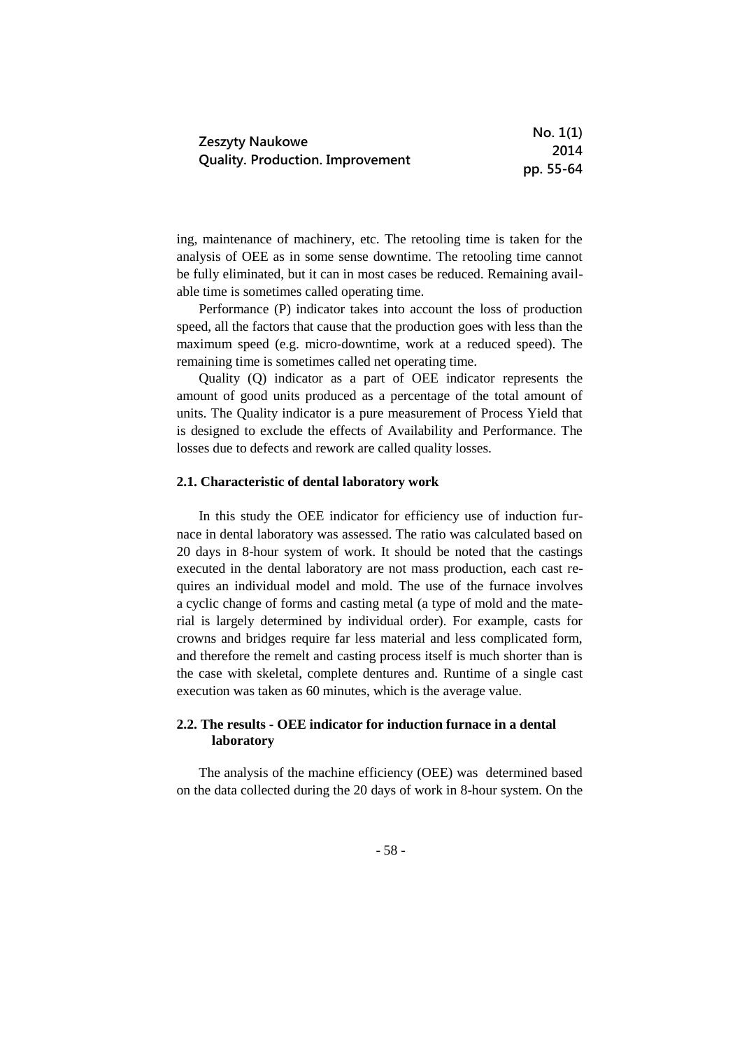ing, maintenance of machinery, etc. The retooling time is taken for the analysis of OEE as in some sense downtime. The retooling time cannot be fully eliminated, but it can in most cases be reduced. Remaining available time is sometimes called operating time.

Performance (P) indicator takes into account the loss of production speed, all the factors that cause that the production goes with less than the maximum speed (e.g. micro-downtime, work at a reduced speed). The remaining time is sometimes called net operating time.

Quality (Q) indicator as a part of OEE indicator represents the amount of good units produced as a percentage of the total amount of units. The Quality indicator is a pure measurement of Process Yield that is designed to exclude the effects of Availability and Performance. The losses due to defects and rework are called quality losses.

### 2.1. Characteristic of dental laboratory work

In this study the OEE indicator for efficiency use of induction furnace in dental laboratory was assessed. The ratio was calculated based on 20 days in 8-hour system of work. It should be noted that the castings executed in the dental laboratory are not mass production, each cast requires an individual model and mold. The use of the furnace involves a cyclic change of forms and casting metal (a type of mold and the material is largely determined by individual order). For example, casts for crowns and bridges require far less material and less complicated form, and therefore the remelt and casting process itself is much shorter than is the case with skeletal, complete dentures and. Runtime of a single cast execution was taken as 60 minutes, which is the average value.

### 2.2. The results - OEE indicator for induction furnace in a dental laboratory

The analysis of the machine efficiency (OEE) was determined based on the data collected during the 20 days of work in 8-hour system. On the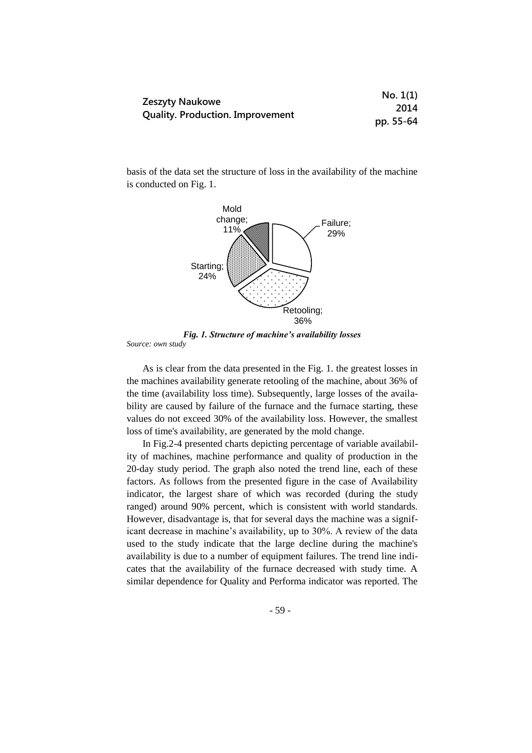basis of the data set the structure of loss in the availability of the machine is conducted on Fig. 1.

Mold change; 11%

Failure; 29%

Starting; 24%

Retooling; 36%

***Fig. 1. Structure of machine's availability losses***

*Source: own study*

As is clear from the data presented in the Fig. 1. the greatest losses in the machines availability generate retooling of the machine, about 36% of the time (availability loss time). Subsequently, large losses of the availability are caused by failure of the furnace and the furnace starting, these values do not exceed 30% of the availability loss. However, the smallest loss of time's availability, are generated by the mold change.

In Fig.2-4 presented charts depicting percentage of variable availability of machines, machine performance and quality of production in the 20-day study period. The graph also noted the trend line, each of these factors. As follows from the presented figure in the case of Availability indicator, the largest share of which was recorded (during the study ranged) around 90% percent, which is consistent with world standards. However, disadvantage is, that for several days the machine was a significant decrease in machine's availability, up to 30%. A review of the data used to the study indicate that the large decline during the machine's availability is due to a number of equipment failures. The trend line indicates that the availability of the furnace decreased with study time. A similar dependence for Quality and Performa indicator was reported. The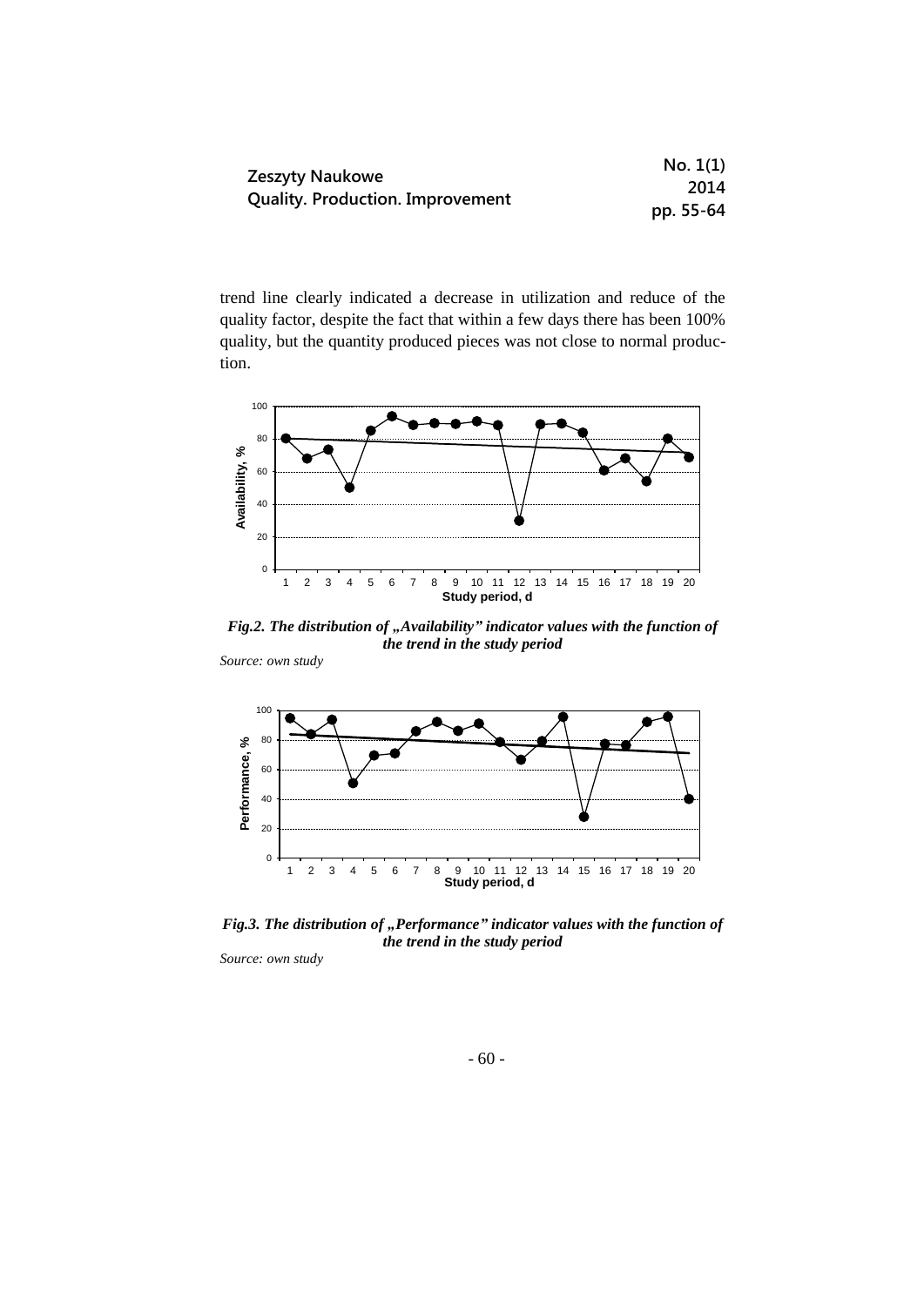trend line clearly indicated a decrease in utilization and reduce of the quality factor, despite the fact that within a few days there has been 100% quality, but the quantity produced pieces was not close to normal production.

*Fig.2. The distribution of „Availability" indicator values with the function of the trend in the study period*

*Source: own study*

*Fig.3. The distribution of „Performance" indicator values with the function of the trend in the study period*

*Source: own study*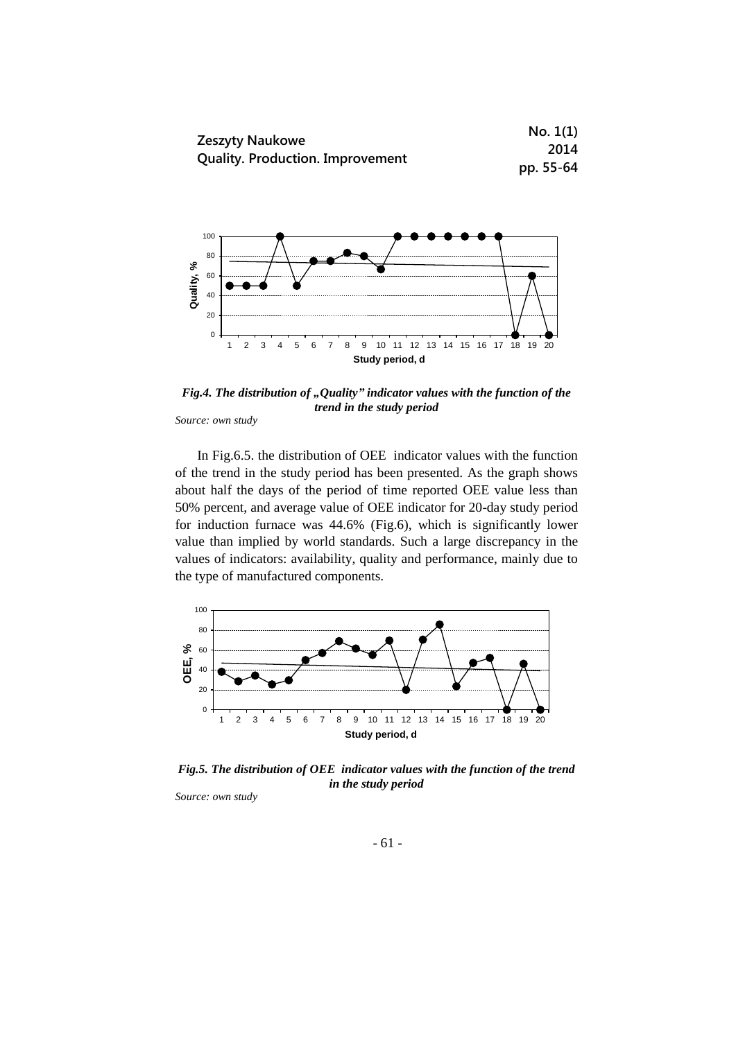*Fig.4. The distribution of „Quality" indicator values with the function of the trend in the study period*

*Source: own study*

In Fig.6.5. the distribution of OEE indicator values with the function of the trend in the study period has been presented. As the graph shows about half the days of the period of time reported OEE value less than 50% percent, and average value of OEE indicator for 20-day study period for induction furnace was 44.6% (Fig.6), which is significantly lower value than implied by world standards. Such a large discrepancy in the values of indicators: availability, quality and performance, mainly due to the type of manufactured components.

*Fig.5. The distribution of OEE indicator values with the function of the trend in the study period*

*Source: own study*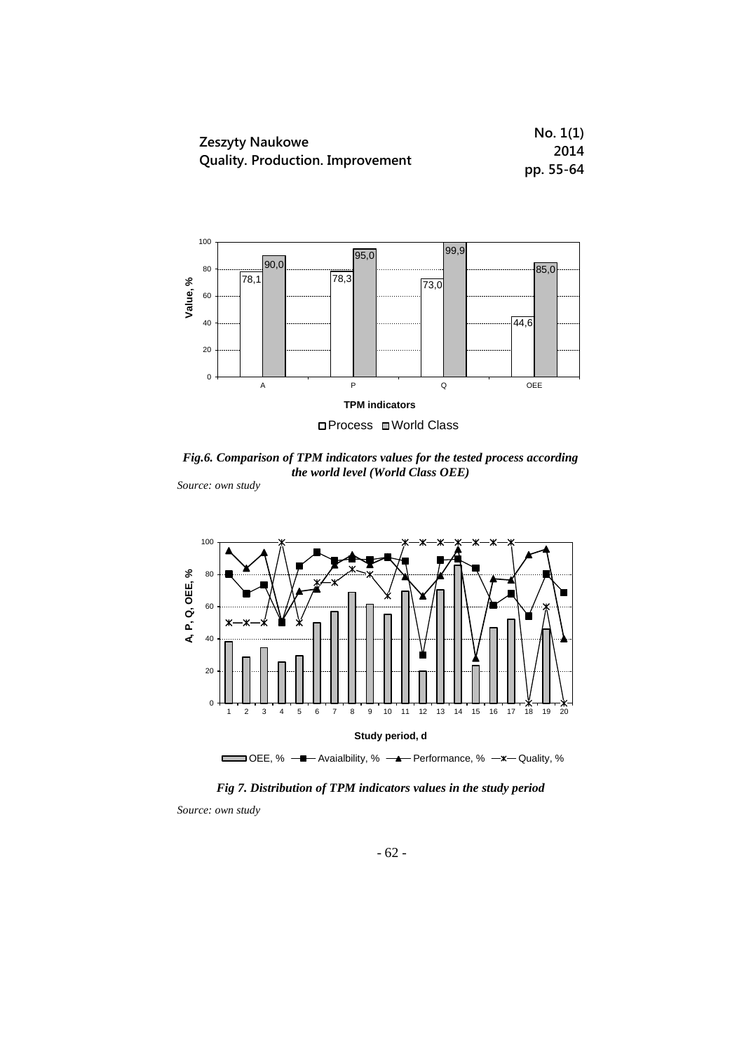*Fig.6. Comparison of TPM indicators values for the tested process according the world level (World Class OEE)*

*Source: own study*

*Fig 7. Distribution of TPM indicators values in the study period*

*Source: own study*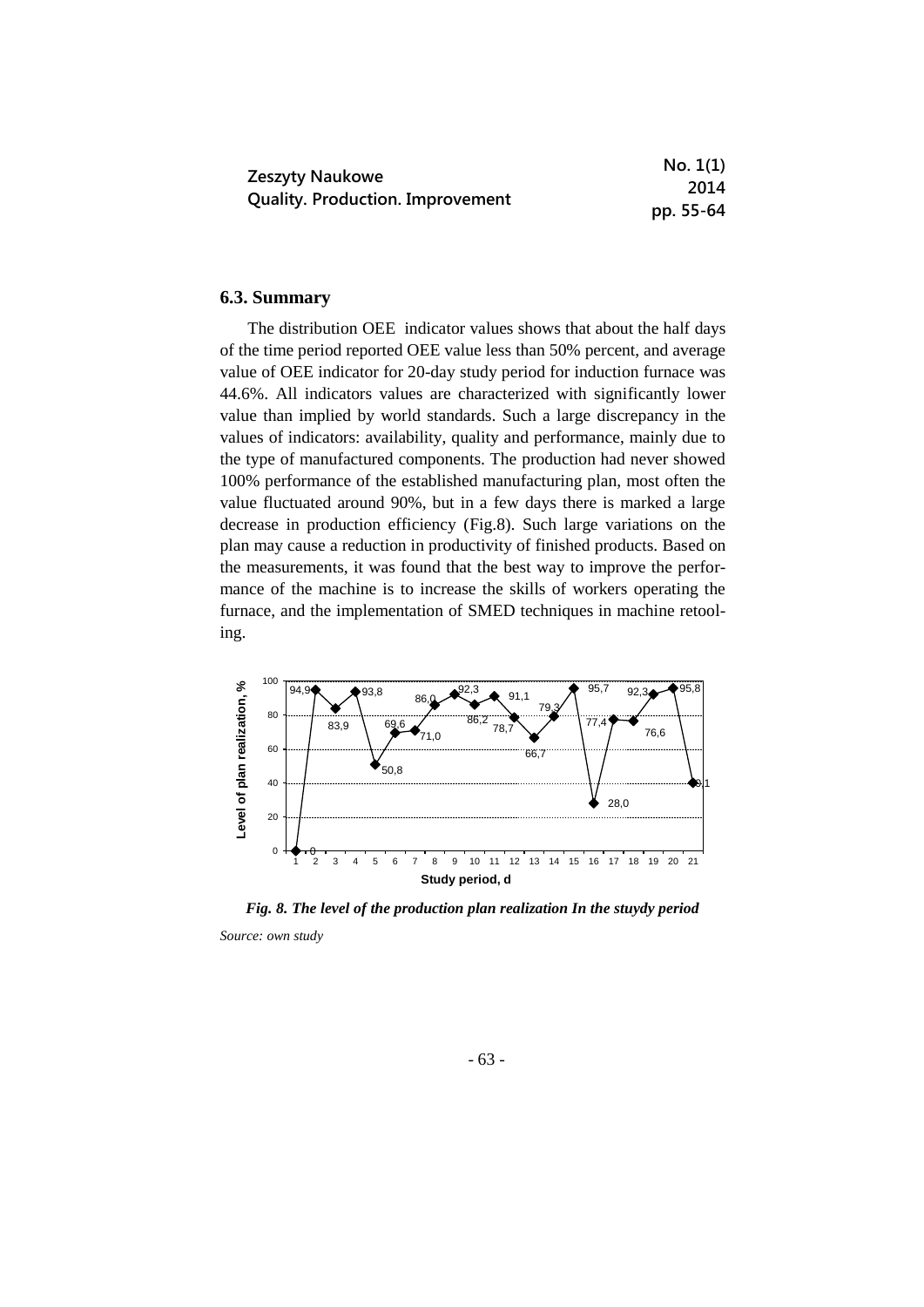### 6.3. Summary

The distribution OEE indicator values shows that about the half days of the time period reported OEE value less than 50% percent, and average value of OEE indicator for 20-day study period for induction furnace was 44.6%. All indicators values are characterized with significantly lower value than implied by world standards. Such a large discrepancy in the values of indicators: availability, quality and performance, mainly due to the type of manufactured components. The production had never showed 100% performance of the established manufacturing plan, most often the value fluctuated around 90%, but in a few days there is marked a large decrease in production efficiency (Fig.8). Such large variations on the plan may cause a reduction in productivity of finished products. Based on the measurements, it was found that the best way to improve the performance of the machine is to increase the skills of workers operating the furnace, and the implementation of SMED techniques in machine retooling.

*Fig. 8. The level of the production plan realization In the stuydy period*

*Source: own study*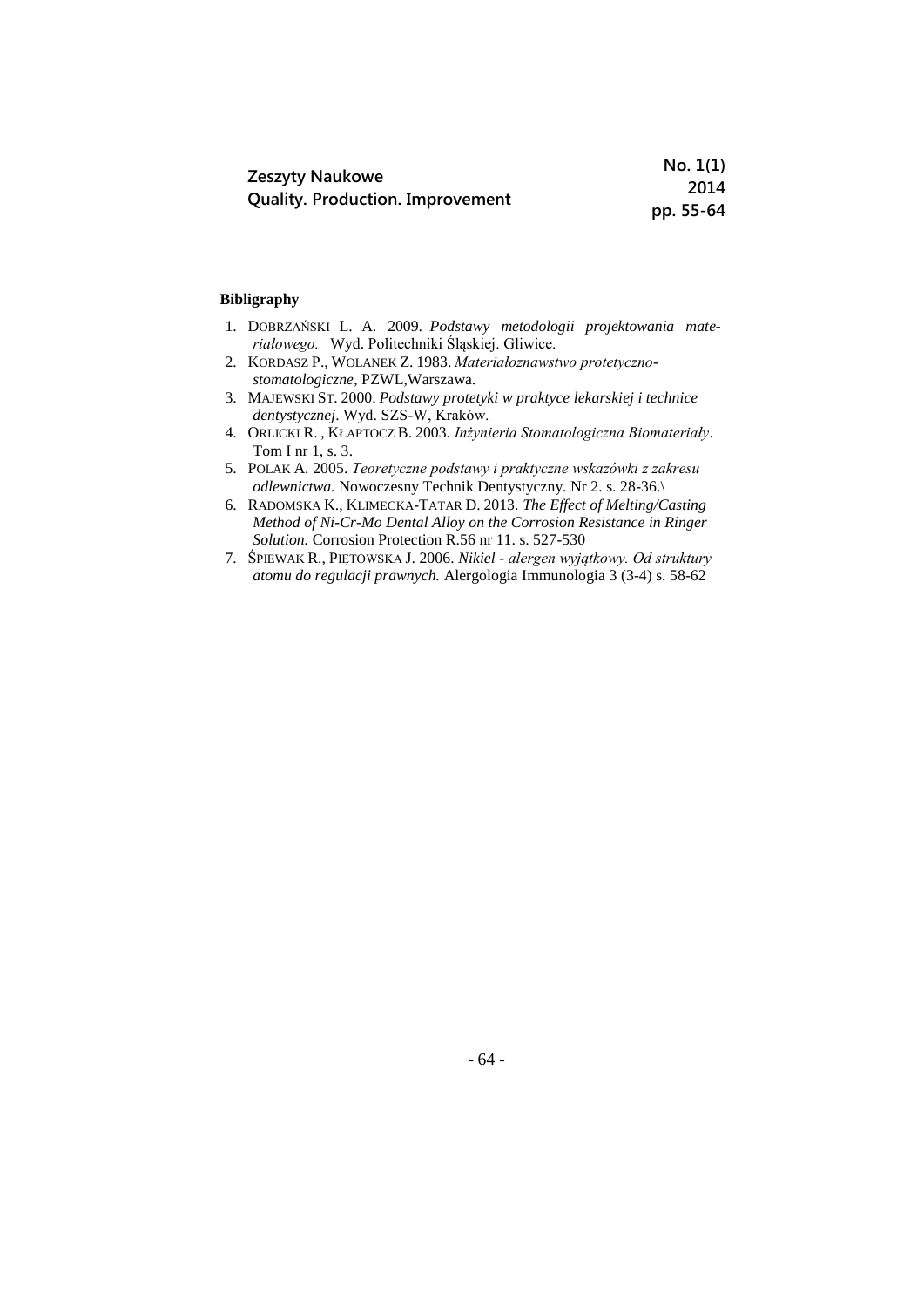**Bibligraphy**

1. DOBRZAŃSKI L. A. 2009. *Podstawy metodologii projektowania materiałowego.* Wyd. Politechniki Śląskiej. Gliwice.
2. KORDASZ P., WOLANEK Z. 1983. *Materiałoznawstwo protetyczno-stomatologiczne*, PZWL,Warszawa.
3. MAJEWSKI ST. 2000. *Podstawy protetyki w praktyce lekarskiej i technice dentystycznej*. Wyd. SZS-W, Kraków.
4. ORLICKI R. , KŁAPTOCZ B. 2003. *Inżynieria Stomatologiczna Biomateriały*. Tom I nr 1, s. 3.
5. POLAK A. 2005. *Teoretyczne podstawy i praktyczne wskazówki z zakresu odlewnictwa.* Nowoczesny Technik Dentystyczny. Nr 2. s. 28-36.\
6. RADOMSKA K., KLIMECKA-TATAR D. 2013. *The Effect of Melting/Casting Method of Ni-Cr-Mo Dental Alloy on the Corrosion Resistance in Ringer Solution.* Corrosion Protection R.56 nr 11. s. 527-530
7. ŚPIEWAK R., PIĘTOWSKA J. 2006. *Nikiel - alergen wyjątkowy. Od struktury atomu do regulacji prawnych.* Alergologia Immunologia 3 (3-4) s. 58-62